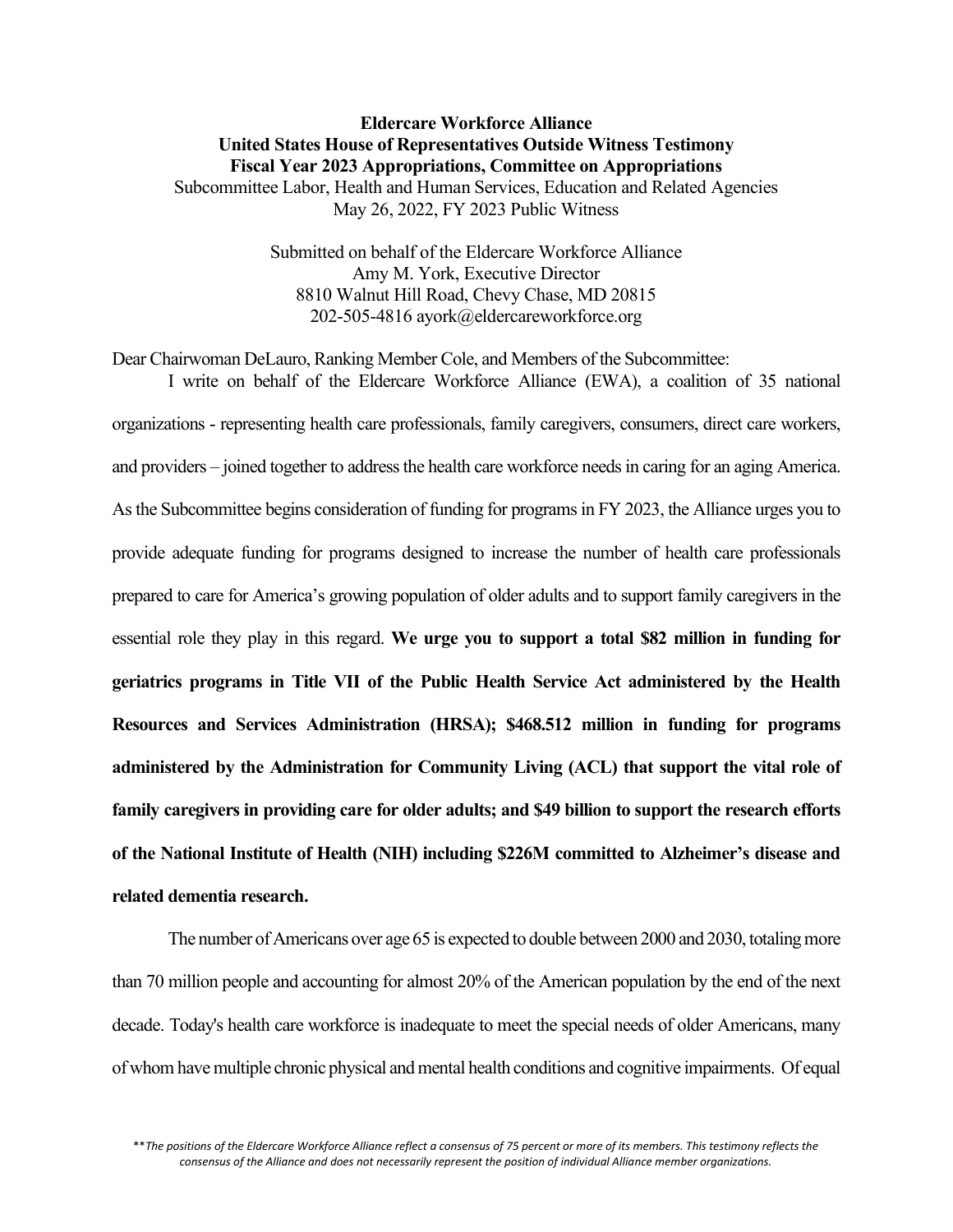**Eldercare Workforce Alliance**
**United States House of Representatives Outside Witness Testimony**
**Fiscal Year 2023 Appropriations, Committee on Appropriations**
Subcommittee Labor, Health and Human Services, Education and Related Agencies
May 26, 2022, FY 2023 Public Witness

Submitted on behalf of the Eldercare Workforce Alliance
Amy M. York, Executive Director
8810 Walnut Hill Road, Chevy Chase, MD 20815
202-505-4816 ayork@eldercareworkforce.org

Dear Chairwoman DeLauro, Ranking Member Cole, and Members of the Subcommittee:

I write on behalf of the Eldercare Workforce Alliance (EWA), a coalition of 35 national organizations - representing health care professionals, family caregivers, consumers, direct care workers, and providers – joined together to address the health care workforce needs in caring for an aging America. As the Subcommittee begins consideration of funding for programs in FY 2023, the Alliance urges you to provide adequate funding for programs designed to increase the number of health care professionals prepared to care for America's growing population of older adults and to support family caregivers in the essential role they play in this regard. **We urge you to support a total $82 million in funding for geriatrics programs in Title VII of the Public Health Service Act administered by the Health Resources and Services Administration (HRSA); $468.512 million in funding for programs administered by the Administration for Community Living (ACL) that support the vital role of family caregivers in providing care for older adults; and $49 billion to support the research efforts of the National Institute of Health (NIH) including $226M committed to Alzheimer's disease and related dementia research.**

The number of Americans over age 65 is expected to double between 2000 and 2030, totaling more than 70 million people and accounting for almost 20% of the American population by the end of the next decade. Today's health care workforce is inadequate to meet the special needs of older Americans, many of whom have multiple chronic physical and mental health conditions and cognitive impairments. Of equal

*\*\*The positions of the Eldercare Workforce Alliance reflect a consensus of 75 percent or more of its members. This testimony reflects the consensus of the Alliance and does not necessarily represent the position of individual Alliance member organizations.*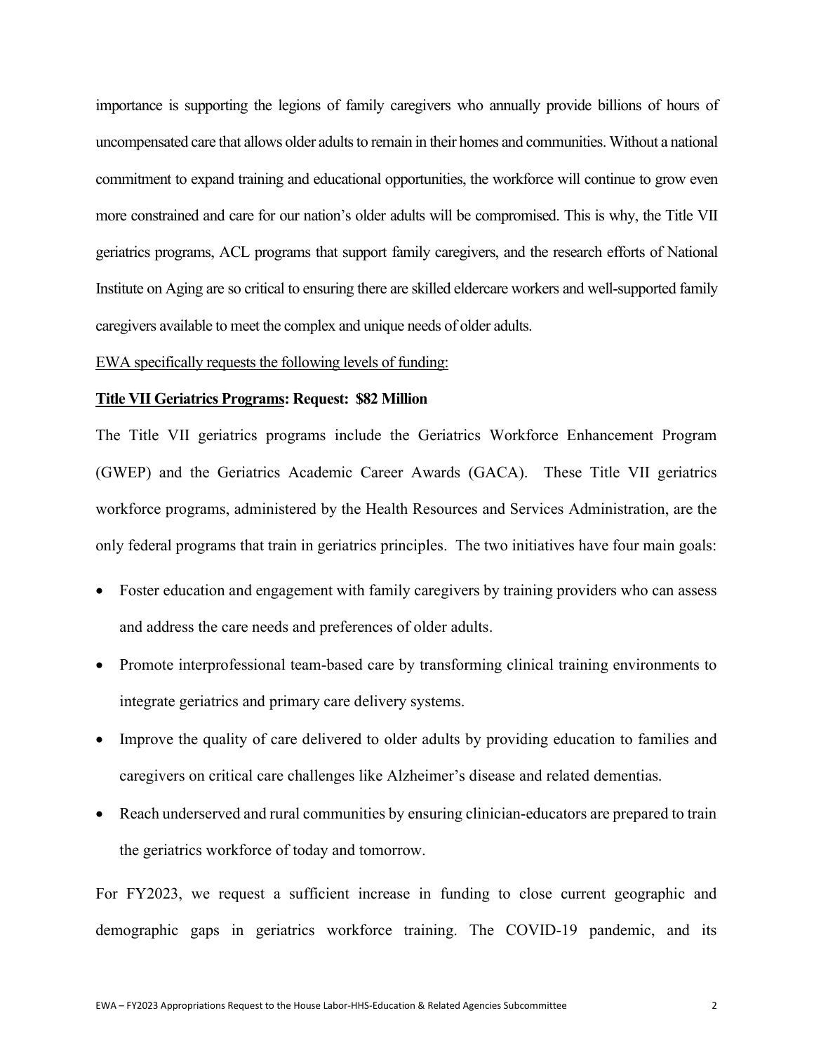importance is supporting the legions of family caregivers who annually provide billions of hours of uncompensated care that allows older adults to remain in their homes and communities. Without a national commitment to expand training and educational opportunities, the workforce will continue to grow even more constrained and care for our nation's older adults will be compromised. This is why, the Title VII geriatrics programs, ACL programs that support family caregivers, and the research efforts of National Institute on Aging are so critical to ensuring there are skilled eldercare workers and well-supported family caregivers available to meet the complex and unique needs of older adults.

EWA specifically requests the following levels of funding:

**Title VII Geriatrics Programs: Request: $82 Million**

The Title VII geriatrics programs include the Geriatrics Workforce Enhancement Program (GWEP) and the Geriatrics Academic Career Awards (GACA). These Title VII geriatrics workforce programs, administered by the Health Resources and Services Administration, are the only federal programs that train in geriatrics principles. The two initiatives have four main goals:

- Foster education and engagement with family caregivers by training providers who can assess and address the care needs and preferences of older adults.
- Promote interprofessional team-based care by transforming clinical training environments to integrate geriatrics and primary care delivery systems.
- Improve the quality of care delivered to older adults by providing education to families and caregivers on critical care challenges like Alzheimer's disease and related dementias.
- Reach underserved and rural communities by ensuring clinician-educators are prepared to train the geriatrics workforce of today and tomorrow.

For FY2023, we request a sufficient increase in funding to close current geographic and demographic gaps in geriatrics workforce training. The COVID-19 pandemic, and its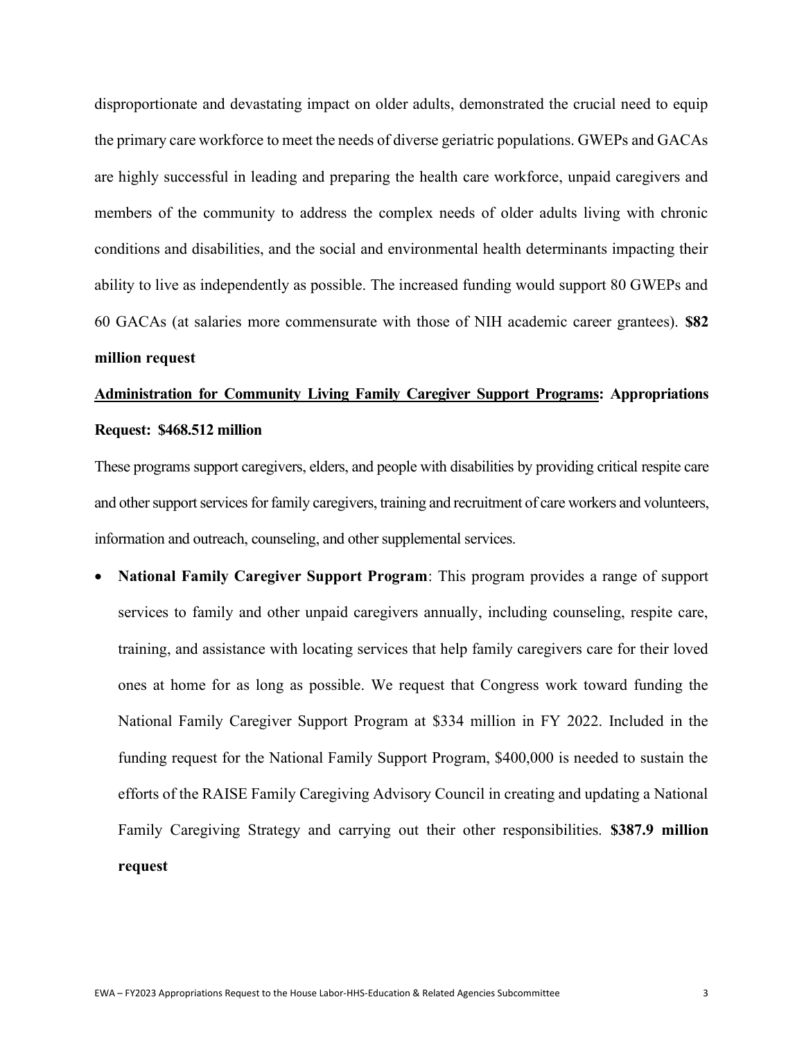disproportionate and devastating impact on older adults, demonstrated the crucial need to equip the primary care workforce to meet the needs of diverse geriatric populations. GWEPs and GACAs are highly successful in leading and preparing the health care workforce, unpaid caregivers and members of the community to address the complex needs of older adults living with chronic conditions and disabilities, and the social and environmental health determinants impacting their ability to live as independently as possible. The increased funding would support 80 GWEPs and 60 GACAs (at salaries more commensurate with those of NIH academic career grantees). **$82 million request**

**<u>Administration for Community Living Family Caregiver Support Programs</u>: Appropriations Request: $468.512 million**

These programs support caregivers, elders, and people with disabilities by providing critical respite care and other support services for family caregivers, training and recruitment of care workers and volunteers, information and outreach, counseling, and other supplemental services.

- **National Family Caregiver Support Program**: This program provides a range of support services to family and other unpaid caregivers annually, including counseling, respite care, training, and assistance with locating services that help family caregivers care for their loved ones at home for as long as possible. We request that Congress work toward funding the National Family Caregiver Support Program at $334 million in FY 2022. Included in the funding request for the National Family Support Program, $400,000 is needed to sustain the efforts of the RAISE Family Caregiving Advisory Council in creating and updating a National Family Caregiving Strategy and carrying out their other responsibilities. **$387.9 million request**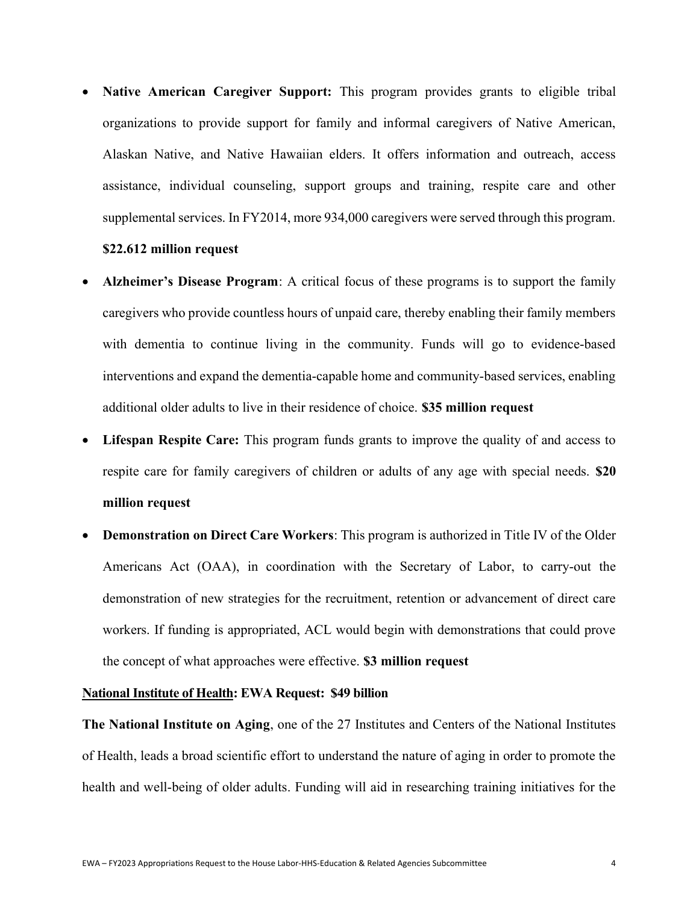- **Native American Caregiver Support:** This program provides grants to eligible tribal organizations to provide support for family and informal caregivers of Native American, Alaskan Native, and Native Hawaiian elders. It offers information and outreach, access assistance, individual counseling, support groups and training, respite care and other supplemental services. In FY2014, more 934,000 caregivers were served through this program. **$22.612 million request**
- **Alzheimer's Disease Program**: A critical focus of these programs is to support the family caregivers who provide countless hours of unpaid care, thereby enabling their family members with dementia to continue living in the community. Funds will go to evidence-based interventions and expand the dementia-capable home and community-based services, enabling additional older adults to live in their residence of choice. **$35 million request**
- **Lifespan Respite Care:** This program funds grants to improve the quality of and access to respite care for family caregivers of children or adults of any age with special needs. **$20 million request**
- **Demonstration on Direct Care Workers**: This program is authorized in Title IV of the Older Americans Act (OAA), in coordination with the Secretary of Labor, to carry-out the demonstration of new strategies for the recruitment, retention or advancement of direct care workers. If funding is appropriated, ACL would begin with demonstrations that could prove the concept of what approaches were effective. **$3 million request**

**National Institute of Health: EWA Request: $49 billion**

**The National Institute on Aging**, one of the 27 Institutes and Centers of the National Institutes of Health, leads a broad scientific effort to understand the nature of aging in order to promote the health and well-being of older adults. Funding will aid in researching training initiatives for the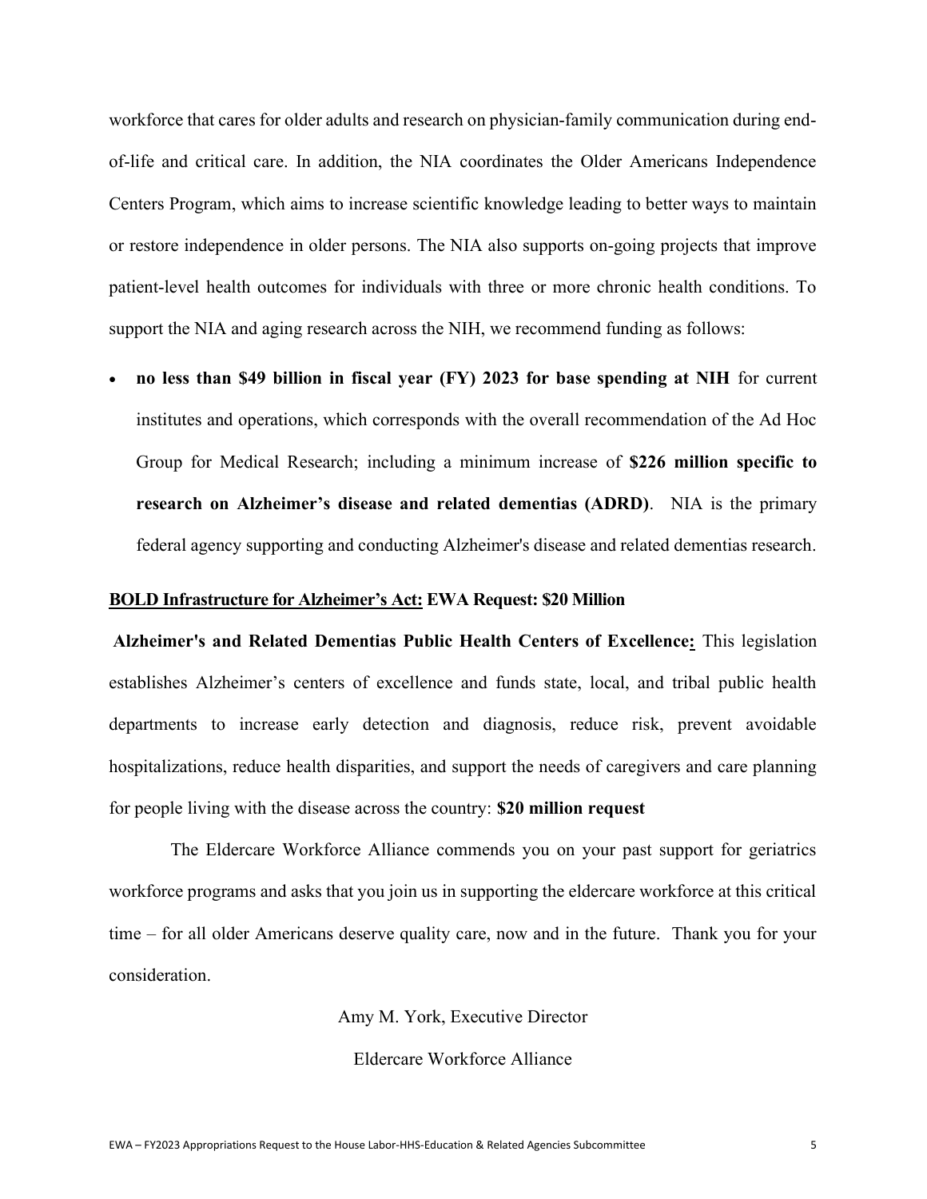workforce that cares for older adults and research on physician-family communication during end-of-life and critical care. In addition, the NIA coordinates the Older Americans Independence Centers Program, which aims to increase scientific knowledge leading to better ways to maintain or restore independence in older persons. The NIA also supports on-going projects that improve patient-level health outcomes for individuals with three or more chronic health conditions. To support the NIA and aging research across the NIH, we recommend funding as follows:

- **no less than $49 billion in fiscal year (FY) 2023 for base spending at NIH** for current institutes and operations, which corresponds with the overall recommendation of the Ad Hoc Group for Medical Research; including a minimum increase of **$226 million specific to research on Alzheimer's disease and related dementias (ADRD)**. NIA is the primary federal agency supporting and conducting Alzheimer's disease and related dementias research.

**BOLD Infrastructure for Alzheimer's Act: EWA Request: $20 Million**

**Alzheimer's and Related Dementias Public Health Centers of Excellence:** This legislation establishes Alzheimer's centers of excellence and funds state, local, and tribal public health departments to increase early detection and diagnosis, reduce risk, prevent avoidable hospitalizations, reduce health disparities, and support the needs of caregivers and care planning for people living with the disease across the country: **$20 million request**

The Eldercare Workforce Alliance commends you on your past support for geriatrics workforce programs and asks that you join us in supporting the eldercare workforce at this critical time – for all older Americans deserve quality care, now and in the future. Thank you for your consideration.

Amy M. York, Executive Director

Eldercare Workforce Alliance